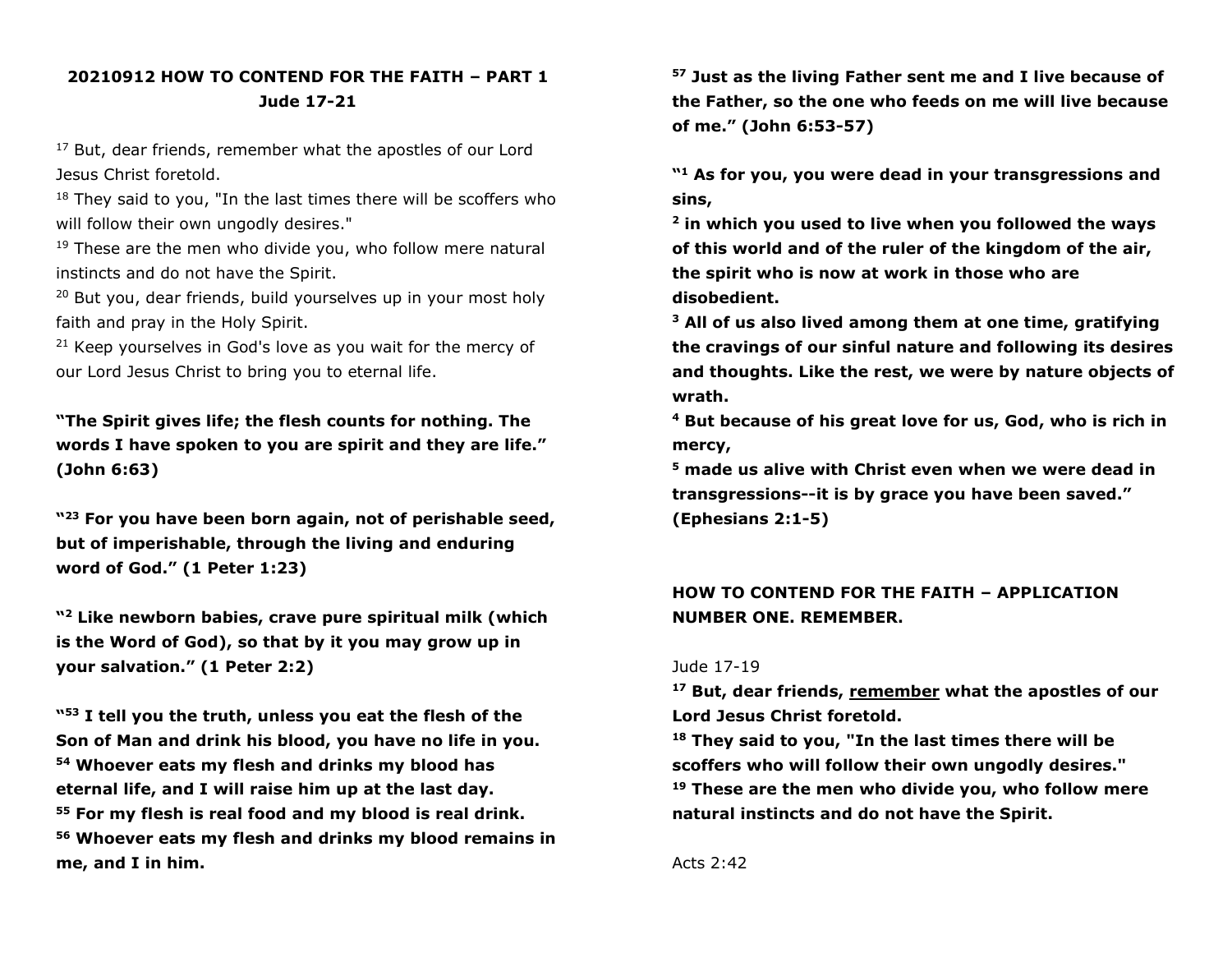## 20210912 HOW TO CONTEND FOR THE FAITH – PART 1
### Jude 17-21

[17] But, dear friends, remember what the apostles of our Lord Jesus Christ foretold.
[18] They said to you, "In the last times there will be scoffers who will follow their own ungodly desires."
[19] These are the men who divide you, who follow mere natural instincts and do not have the Spirit.
[20] But you, dear friends, build yourselves up in your most holy faith and pray in the Holy Spirit.
[21] Keep yourselves in God's love as you wait for the mercy of our Lord Jesus Christ to bring you to eternal life.

**"The Spirit gives life; the flesh counts for nothing. The words I have spoken to you are spirit and they are life." (John 6:63)**

**"[23] For you have been born again, not of perishable seed, but of imperishable, through the living and enduring word of God." (1 Peter 1:23)**

**"[2] Like newborn babies, crave pure spiritual milk (which is the Word of God), so that by it you may grow up in your salvation." (1 Peter 2:2)**

**"[53] I tell you the truth, unless you eat the flesh of the Son of Man and drink his blood, you have no life in you.**
**[54] Whoever eats my flesh and drinks my blood has eternal life, and I will raise him up at the last day.**
**[55] For my flesh is real food and my blood is real drink.**
**[56] Whoever eats my flesh and drinks my blood remains in me, and I in him.**
**[57] Just as the living Father sent me and I live because of the Father, so the one who feeds on me will live because of me." (John 6:53-57)**

**"[1] As for you, you were dead in your transgressions and sins,**
**[2] in which you used to live when you followed the ways of this world and of the ruler of the kingdom of the air, the spirit who is now at work in those who are disobedient.**
**[3] All of us also lived among them at one time, gratifying the cravings of our sinful nature and following its desires and thoughts. Like the rest, we were by nature objects of wrath.**
**[4] But because of his great love for us, God, who is rich in mercy,**
**[5] made us alive with Christ even when we were dead in transgressions--it is by grace you have been saved." (Ephesians 2:1-5)**

### HOW TO CONTEND FOR THE FAITH – APPLICATION NUMBER ONE. REMEMBER.

Jude 17-19

**[17] But, dear friends, <u>remember</u> what the apostles of our Lord Jesus Christ foretold.**
**[18] They said to you, "In the last times there will be scoffers who will follow their own ungodly desires."**
**[19] These are the men who divide you, who follow mere natural instincts and do not have the Spirit.**

Acts 2:42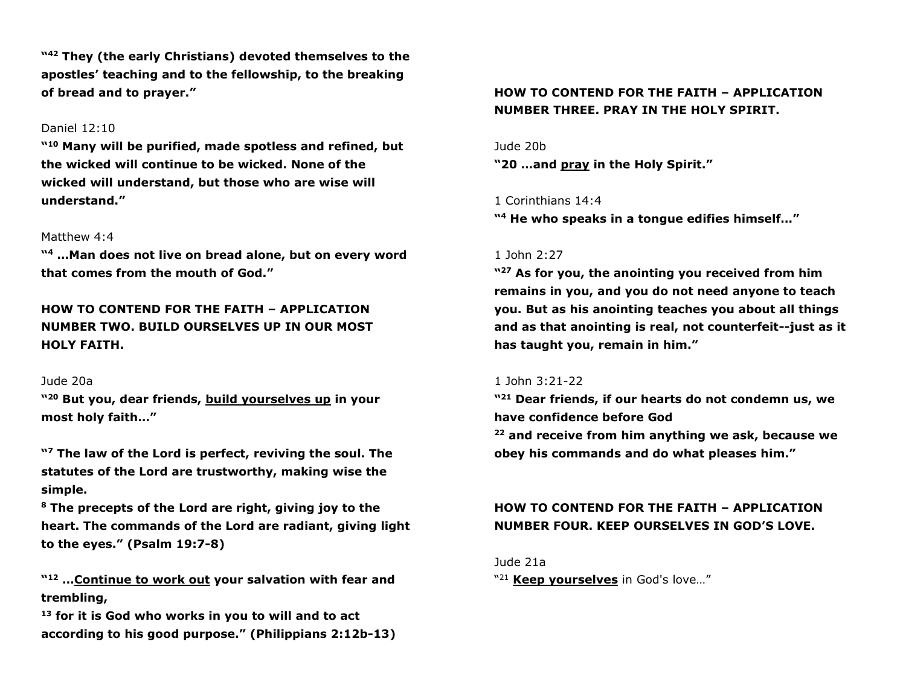**"[42] They (the early Christians) devoted themselves to the apostles' teaching and to the fellowship, to the breaking of bread and to prayer."**

Daniel 12:10

**"[10] Many will be purified, made spotless and refined, but the wicked will continue to be wicked. None of the wicked will understand, but those who are wise will understand."**

Matthew 4:4

**"[4] …Man does not live on bread alone, but on every word that comes from the mouth of God."**

**HOW TO CONTEND FOR THE FAITH – APPLICATION NUMBER TWO. BUILD OURSELVES UP IN OUR MOST HOLY FAITH.**

Jude 20a

**"[20] But you, dear friends, <u>build yourselves up</u> in your most holy faith…"**

**"[7] The law of the Lord is perfect, reviving the soul. The statutes of the Lord are trustworthy, making wise the simple.**
**[8] The precepts of the Lord are right, giving joy to the heart. The commands of the Lord are radiant, giving light to the eyes." (Psalm 19:7-8)**

**"[12] …<u>Continue to work out</u> your salvation with fear and trembling,**
**[13] for it is God who works in you to will and to act according to his good purpose." (Philippians 2:12b-13)**

**HOW TO CONTEND FOR THE FAITH – APPLICATION NUMBER THREE. PRAY IN THE HOLY SPIRIT.**

Jude 20b

**"20 …and <u>pray</u> in the Holy Spirit."**

1 Corinthians 14:4

**"[4] He who speaks in a tongue edifies himself…"**

1 John 2:27

**"[27] As for you, the anointing you received from him remains in you, and you do not need anyone to teach you. But as his anointing teaches you about all things and as that anointing is real, not counterfeit--just as it has taught you, remain in him."**

1 John 3:21-22

**"[21] Dear friends, if our hearts do not condemn us, we have confidence before God**
**[22] and receive from him anything we ask, because we obey his commands and do what pleases him."**

**HOW TO CONTEND FOR THE FAITH – APPLICATION NUMBER FOUR. KEEP OURSELVES IN GOD'S LOVE.**

Jude 21a

"[21] **<u>Keep yourselves</u>** in God's love…"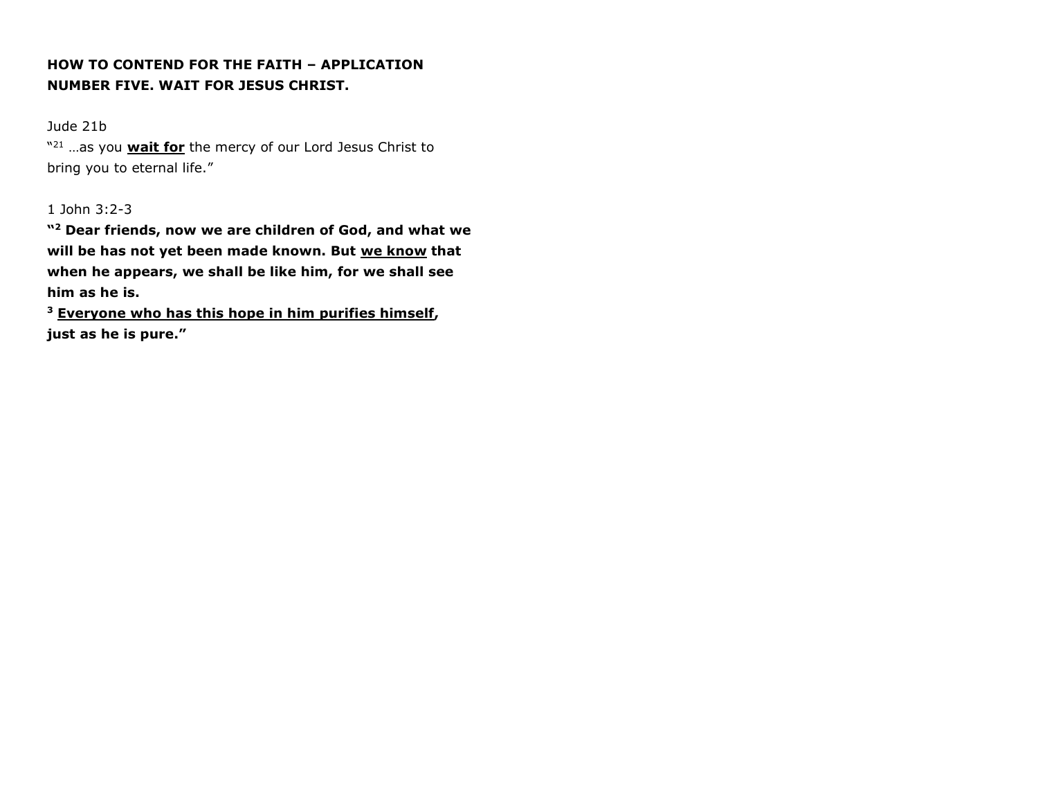**HOW TO CONTEND FOR THE FAITH – APPLICATION NUMBER FIVE. WAIT FOR JESUS CHRIST.**

Jude 21b

"21 …as you <u>**wait for**</u> the mercy of our Lord Jesus Christ to bring you to eternal life."

1 John 3:2-3

**"2 Dear friends, now we are children of God, and what we will be has not yet been made known. But <u>we know</u> that when he appears, we shall be like him, for we shall see him as he is.**

**3 <u>Everyone who has this hope in him purifies himself</u>, just as he is pure."**